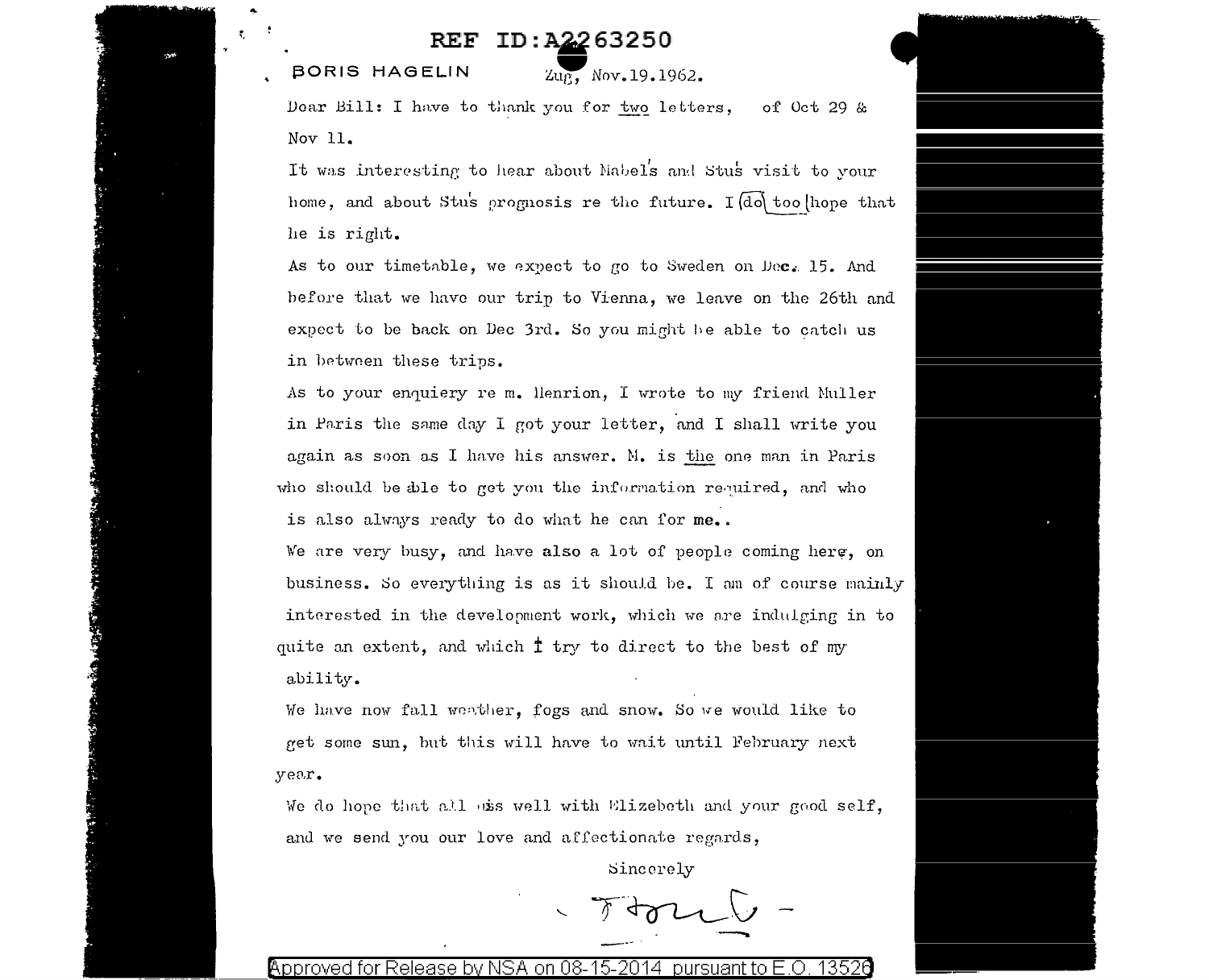REF ID:A2263250

BORIS HAGELIN

Zug, Nov.19.1962.

Dear Bill: I have to thank you for two letters, of Oct 29 & Nov 11.

It was interesting to hear about Mabel's and Stu's visit to your home, and about Stu's prognosis re the future. I do too hope that he is right.

As to our timetable, we expect to go to Sweden on Dec. 15. And before that we have our trip to Vienna, we leave on the 26th and expect to be back on Dec 3rd. So you might be able to catch us in between these trips.

As to your enquiery re m. Henrion, I wrote to my friend Muller in Paris the same day I got your letter, and I shall write you again as soon as I have his answer. M. is the one man in Paris who should be able to get you the information required, and who is also always ready to do what he can for me..

We are very busy, and have also a lot of people coming here, on business. So everything is as it should be. I am of course mainly interested in the development work, which we are indulging in to quite an extent, and which I try to direct to the best of my ability.

We have now fall weather, fogs and snow. So we would like to get some sun, but this will have to wait until February next year.

We do hope that all is well with Elizebeth and your good self, and we send you our love and affectionate regards,

Sincerely

Approved for Release by NSA on 08-15-2014 pursuant to E.O. 13526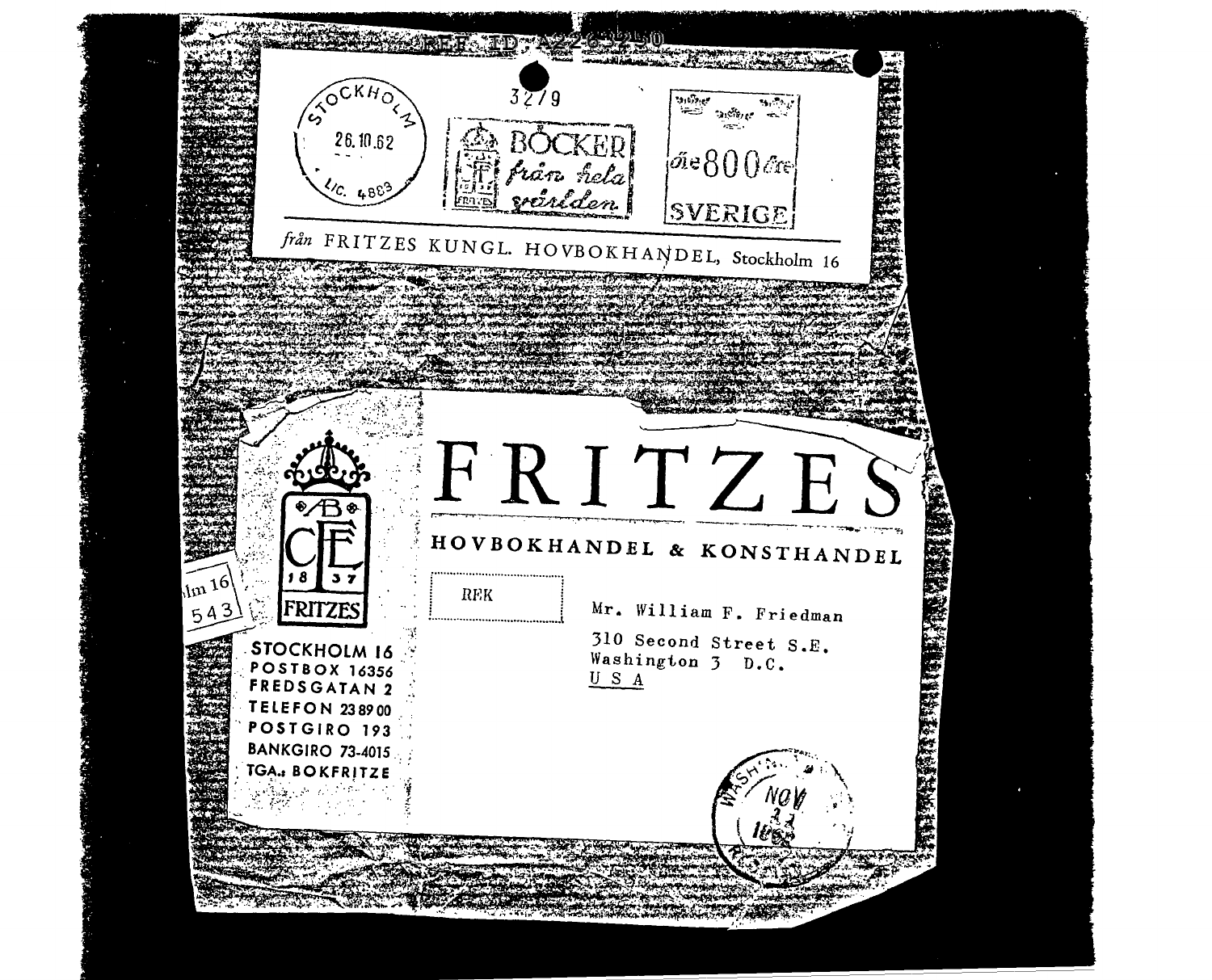REF ID: A2283250

STOCKHOLM
26.10.62
LIC. 4883

3279

BÖCKER
från hela
världen

öre 800 öre
SVERIGE

*från* FRITZES KUNGL. HOVBOKHANDEL, Stockholm 16

AB
CE
18 37
FRITZES

# FRITZES

HOVBOKHANDEL & KONSTHANDEL

REK

lm 16
543

Mr. William F. Friedman
310 Second Street S.E.
Washington 3 D.C.
U S A

STOCKHOLM 16
POSTBOX 16356
FREDSGATAN 2
TELEFON 23 89 00
POSTGIRO 193
BANKGIRO 73-4015
TGA.: BOKFRITZE

WASH...
NOV
1962